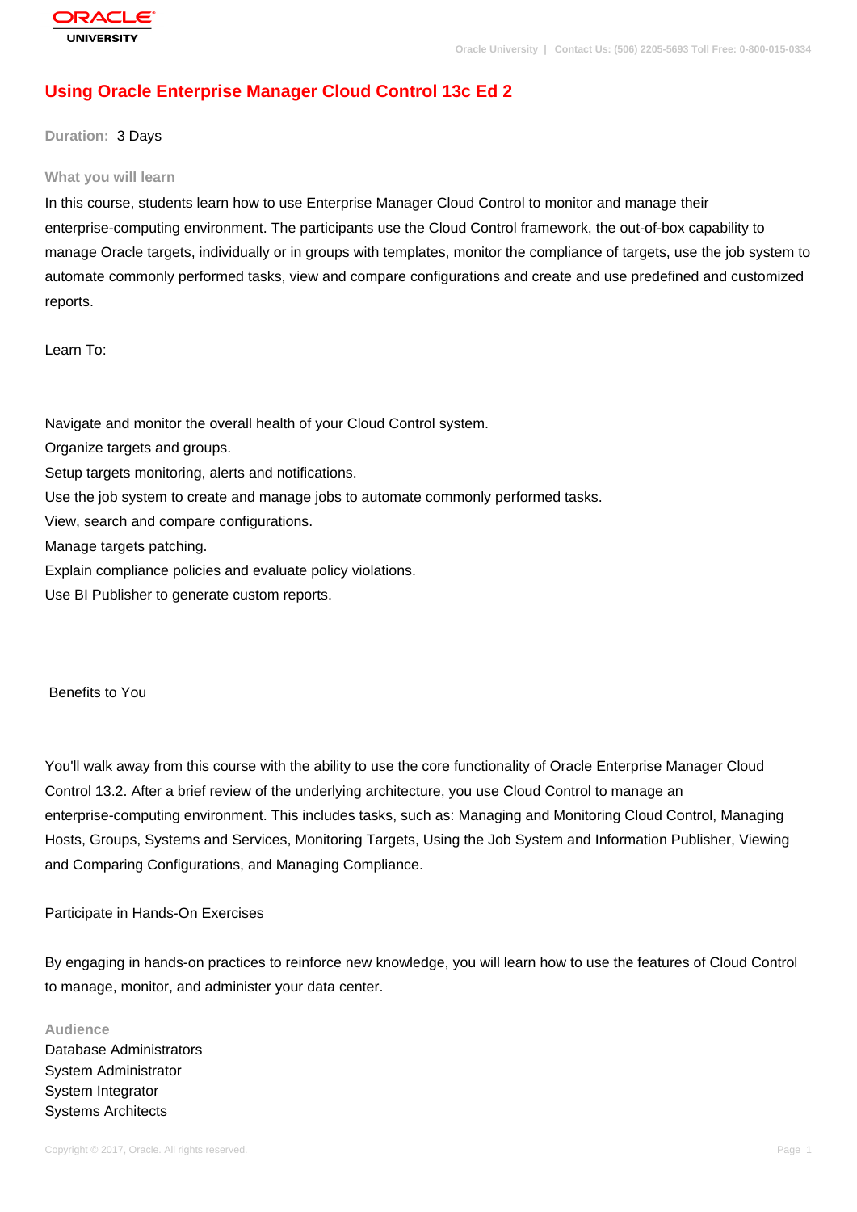# Using Oracle Enterprise Manager Cloud Control 13c Ed 2

**Duration:** 3 Days

### What you will learn

In this course, students learn how to use Enterprise Manager Cloud Control to monitor and manage their enterprise-computing environment. The participants use the Cloud Control framework, the out-of-box capability to manage Oracle targets, individually or in groups with templates, monitor the compliance of targets, use the job system to automate commonly performed tasks, view and compare configurations and create and use predefined and customized reports.

Learn To:

Navigate and monitor the overall health of your Cloud Control system.
Organize targets and groups.
Setup targets monitoring, alerts and notifications.
Use the job system to create and manage jobs to automate commonly performed tasks.
View, search and compare configurations.
Manage targets patching.
Explain compliance policies and evaluate policy violations.
Use BI Publisher to generate custom reports.

Benefits to You

You'll walk away from this course with the ability to use the core functionality of Oracle Enterprise Manager Cloud Control 13.2. After a brief review of the underlying architecture, you use Cloud Control to manage an enterprise-computing environment. This includes tasks, such as: Managing and Monitoring Cloud Control, Managing Hosts, Groups, Systems and Services, Monitoring Targets, Using the Job System and Information Publisher, Viewing and Comparing Configurations, and Managing Compliance.

Participate in Hands-On Exercises

By engaging in hands-on practices to reinforce new knowledge, you will learn how to use the features of Cloud Control to manage, monitor, and administer your data center.

### Audience

Database Administrators
System Administrator
System Integrator
Systems Architects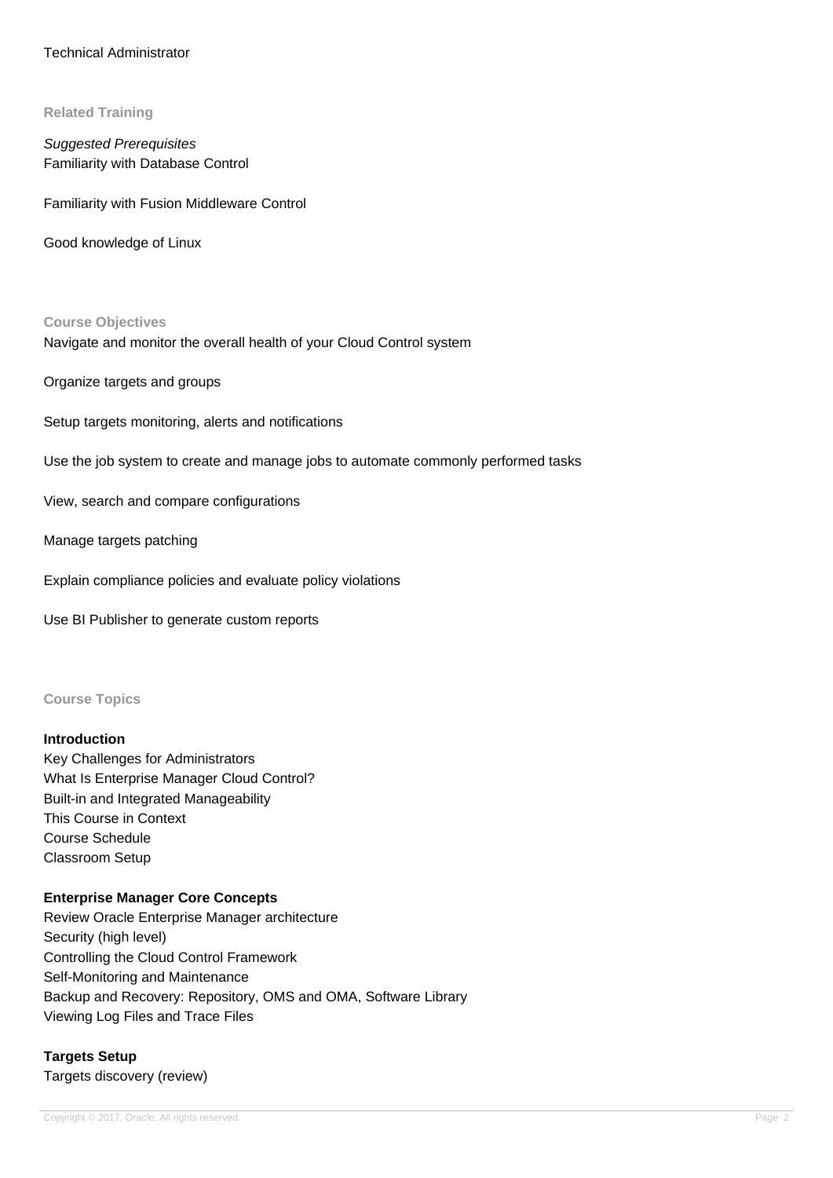Technical Administrator

### Related Training

*Suggested Prerequisites*
Familiarity with Database Control

Familiarity with Fusion Middleware Control

Good knowledge of Linux

### Course Objectives

Navigate and monitor the overall health of your Cloud Control system

Organize targets and groups

Setup targets monitoring, alerts and notifications

Use the job system to create and manage jobs to automate commonly performed tasks

View, search and compare configurations

Manage targets patching

Explain compliance policies and evaluate policy violations

Use BI Publisher to generate custom reports

### Course Topics

**Introduction**
Key Challenges for Administrators
What Is Enterprise Manager Cloud Control?
Built-in and Integrated Manageability
This Course in Context
Course Schedule
Classroom Setup

**Enterprise Manager Core Concepts**
Review Oracle Enterprise Manager architecture
Security (high level)
Controlling the Cloud Control Framework
Self-Monitoring and Maintenance
Backup and Recovery: Repository, OMS and OMA, Software Library
Viewing Log Files and Trace Files

**Targets Setup**
Targets discovery (review)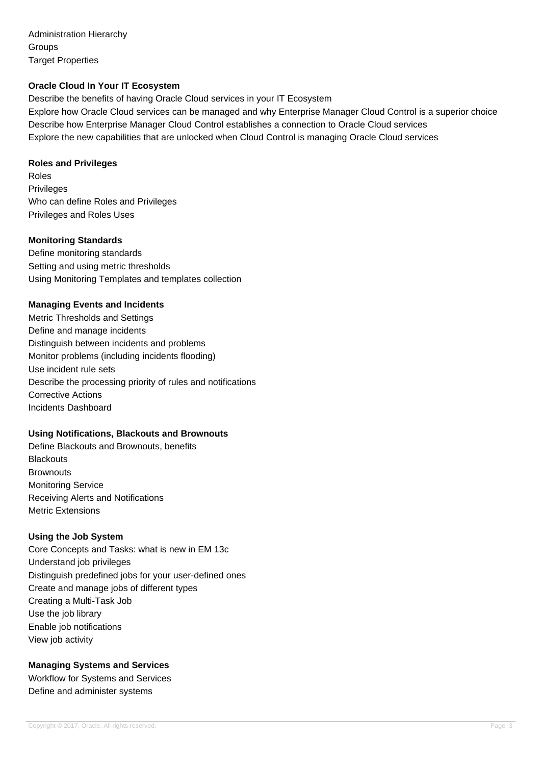Administration Hierarchy
Groups
Target Properties

**Oracle Cloud In Your IT Ecosystem**

Describe the benefits of having Oracle Cloud services in your IT Ecosystem
Explore how Oracle Cloud services can be managed and why Enterprise Manager Cloud Control is a superior choice
Describe how Enterprise Manager Cloud Control establishes a connection to Oracle Cloud services
Explore the new capabilities that are unlocked when Cloud Control is managing Oracle Cloud services

**Roles and Privileges**

Roles
Privileges
Who can define Roles and Privileges
Privileges and Roles Uses

**Monitoring Standards**

Define monitoring standards
Setting and using metric thresholds
Using Monitoring Templates and templates collection

**Managing Events and Incidents**

Metric Thresholds and Settings
Define and manage incidents
Distinguish between incidents and problems
Monitor problems (including incidents flooding)
Use incident rule sets
Describe the processing priority of rules and notifications
Corrective Actions
Incidents Dashboard

**Using Notifications, Blackouts and Brownouts**

Define Blackouts and Brownouts, benefits
Blackouts
Brownouts
Monitoring Service
Receiving Alerts and Notifications
Metric Extensions

**Using the Job System**

Core Concepts and Tasks: what is new in EM 13c
Understand job privileges
Distinguish predefined jobs for your user-defined ones
Create and manage jobs of different types
Creating a Multi-Task Job
Use the job library
Enable job notifications
View job activity

**Managing Systems and Services**

Workflow for Systems and Services
Define and administer systems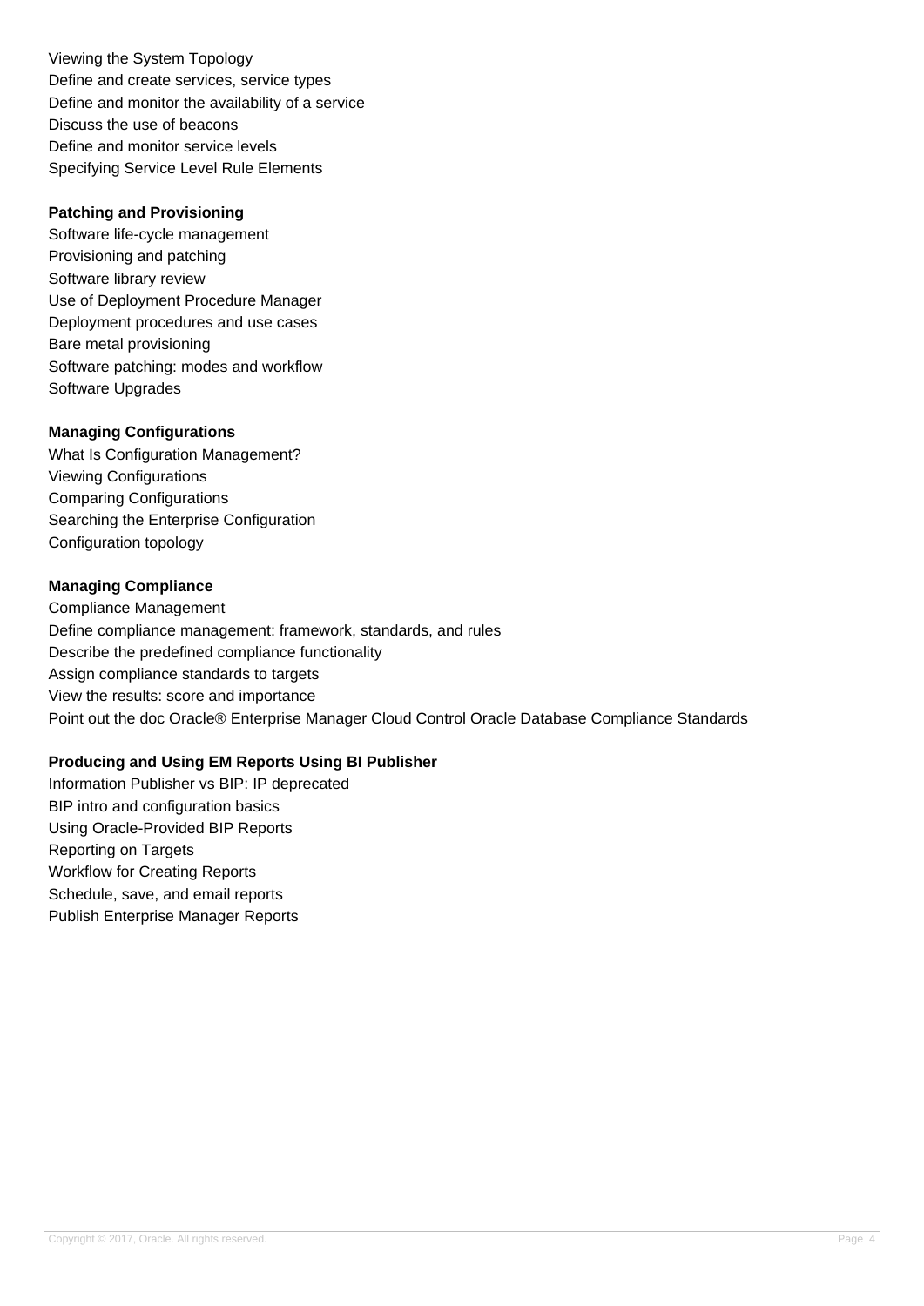Viewing the System Topology
Define and create services, service types
Define and monitor the availability of a service
Discuss the use of beacons
Define and monitor service levels
Specifying Service Level Rule Elements

**Patching and Provisioning**

Software life-cycle management
Provisioning and patching
Software library review
Use of Deployment Procedure Manager
Deployment procedures and use cases
Bare metal provisioning
Software patching: modes and workflow
Software Upgrades

**Managing Configurations**

What Is Configuration Management?
Viewing Configurations
Comparing Configurations
Searching the Enterprise Configuration
Configuration topology

**Managing Compliance**

Compliance Management
Define compliance management: framework, standards, and rules
Describe the predefined compliance functionality
Assign compliance standards to targets
View the results: score and importance
Point out the doc Oracle® Enterprise Manager Cloud Control Oracle Database Compliance Standards

**Producing and Using EM Reports Using BI Publisher**

Information Publisher vs BIP: IP deprecated
BIP intro and configuration basics
Using Oracle-Provided BIP Reports
Reporting on Targets
Workflow for Creating Reports
Schedule, save, and email reports
Publish Enterprise Manager Reports